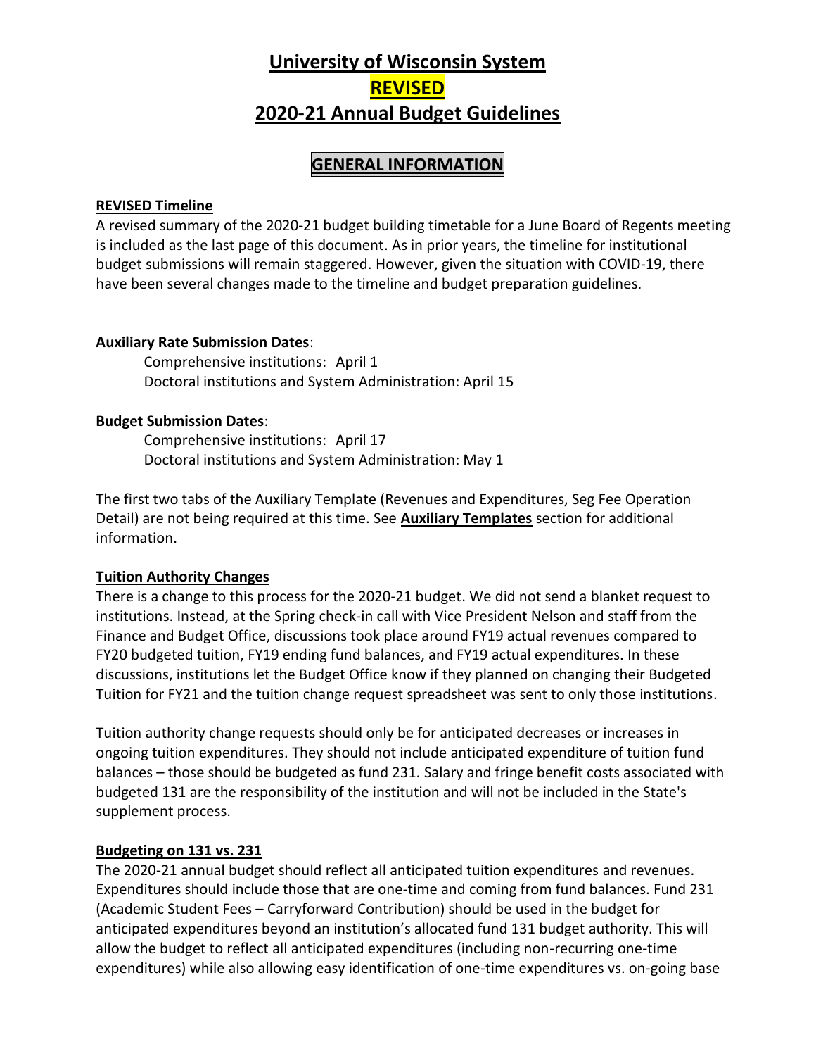# University of Wisconsin System

# REVISED

# 2020-21 Annual Budget Guidelines

## GENERAL INFORMATION

### REVISED Timeline

A revised summary of the 2020-21 budget building timetable for a June Board of Regents meeting is included as the last page of this document. As in prior years, the timeline for institutional budget submissions will remain staggered. However, given the situation with COVID-19, there have been several changes made to the timeline and budget preparation guidelines.

**Auxiliary Rate Submission Dates**:

Comprehensive institutions: April 1
Doctoral institutions and System Administration: April 15

**Budget Submission Dates**:

Comprehensive institutions: April 17
Doctoral institutions and System Administration: May 1

The first two tabs of the Auxiliary Template (Revenues and Expenditures, Seg Fee Operation Detail) are not being required at this time. See **Auxiliary Templates** section for additional information.

### Tuition Authority Changes

There is a change to this process for the 2020-21 budget. We did not send a blanket request to institutions. Instead, at the Spring check-in call with Vice President Nelson and staff from the Finance and Budget Office, discussions took place around FY19 actual revenues compared to FY20 budgeted tuition, FY19 ending fund balances, and FY19 actual expenditures. In these discussions, institutions let the Budget Office know if they planned on changing their Budgeted Tuition for FY21 and the tuition change request spreadsheet was sent to only those institutions.

Tuition authority change requests should only be for anticipated decreases or increases in ongoing tuition expenditures. They should not include anticipated expenditure of tuition fund balances – those should be budgeted as fund 231. Salary and fringe benefit costs associated with budgeted 131 are the responsibility of the institution and will not be included in the State's supplement process.

### Budgeting on 131 vs. 231

The 2020-21 annual budget should reflect all anticipated tuition expenditures and revenues. Expenditures should include those that are one-time and coming from fund balances. Fund 231 (Academic Student Fees – Carryforward Contribution) should be used in the budget for anticipated expenditures beyond an institution's allocated fund 131 budget authority. This will allow the budget to reflect all anticipated expenditures (including non-recurring one-time expenditures) while also allowing easy identification of one-time expenditures vs. on-going base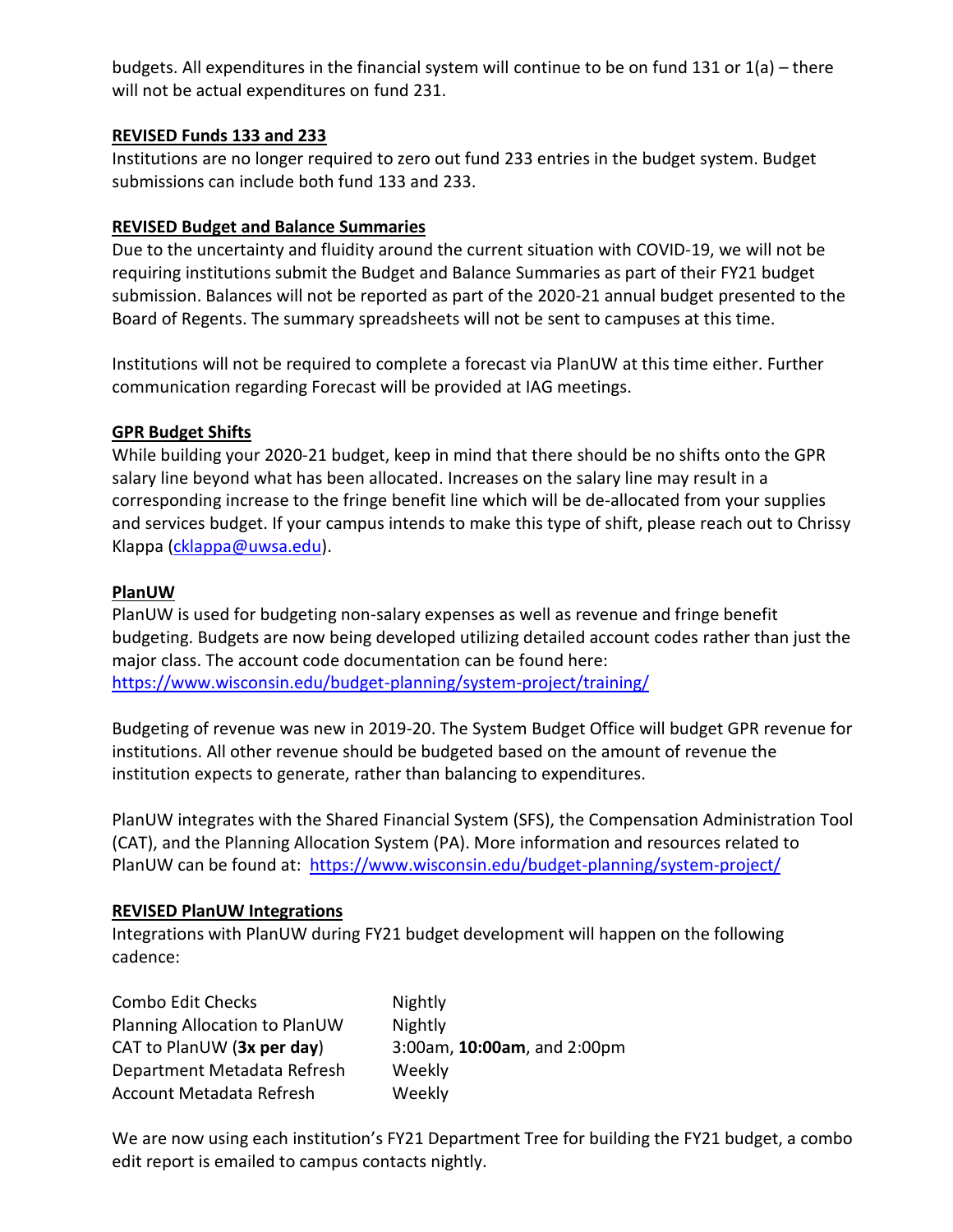budgets. All expenditures in the financial system will continue to be on fund 131 or 1(a) – there will not be actual expenditures on fund 231.

**REVISED Funds 133 and 233**

Institutions are no longer required to zero out fund 233 entries in the budget system. Budget submissions can include both fund 133 and 233.

**REVISED Budget and Balance Summaries**

Due to the uncertainty and fluidity around the current situation with COVID-19, we will not be requiring institutions submit the Budget and Balance Summaries as part of their FY21 budget submission. Balances will not be reported as part of the 2020-21 annual budget presented to the Board of Regents. The summary spreadsheets will not be sent to campuses at this time.

Institutions will not be required to complete a forecast via PlanUW at this time either. Further communication regarding Forecast will be provided at IAG meetings.

**GPR Budget Shifts**

While building your 2020-21 budget, keep in mind that there should be no shifts onto the GPR salary line beyond what has been allocated. Increases on the salary line may result in a corresponding increase to the fringe benefit line which will be de-allocated from your supplies and services budget. If your campus intends to make this type of shift, please reach out to Chrissy Klappa (cklappa@uwsa.edu).

**PlanUW**

PlanUW is used for budgeting non-salary expenses as well as revenue and fringe benefit budgeting. Budgets are now being developed utilizing detailed account codes rather than just the major class. The account code documentation can be found here: https://www.wisconsin.edu/budget-planning/system-project/training/

Budgeting of revenue was new in 2019-20. The System Budget Office will budget GPR revenue for institutions. All other revenue should be budgeted based on the amount of revenue the institution expects to generate, rather than balancing to expenditures.

PlanUW integrates with the Shared Financial System (SFS), the Compensation Administration Tool (CAT), and the Planning Allocation System (PA). More information and resources related to PlanUW can be found at: https://www.wisconsin.edu/budget-planning/system-project/

**REVISED PlanUW Integrations**

Integrations with PlanUW during FY21 budget development will happen on the following cadence:

| | |
|---|---|
| Combo Edit Checks | Nightly |
| Planning Allocation to PlanUW | Nightly |
| CAT to PlanUW (**3x per day**) | 3:00am, **10:00am**, and 2:00pm |
| Department Metadata Refresh | Weekly |
| Account Metadata Refresh | Weekly |

We are now using each institution's FY21 Department Tree for building the FY21 budget, a combo edit report is emailed to campus contacts nightly.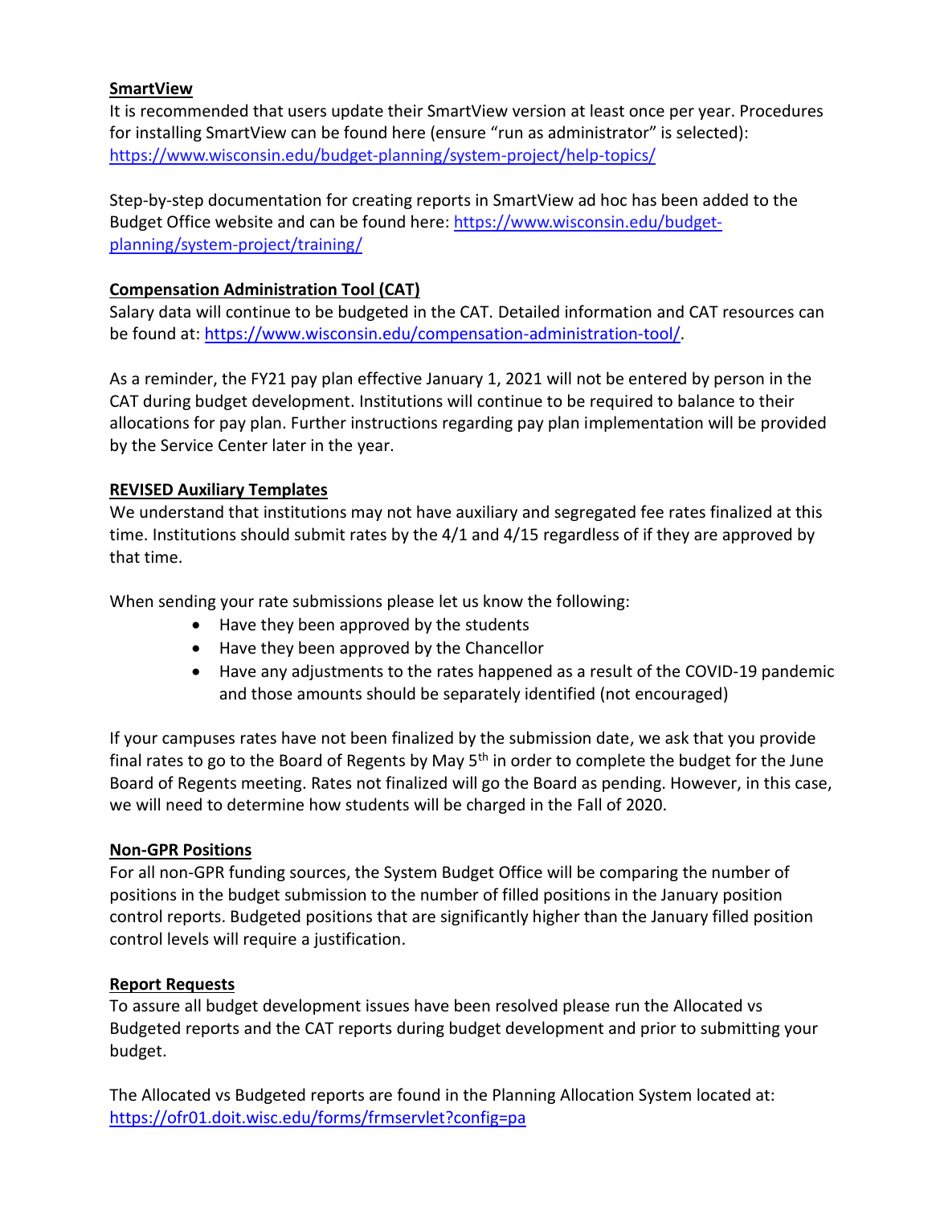**SmartView**

It is recommended that users update their SmartView version at least once per year. Procedures for installing SmartView can be found here (ensure "run as administrator" is selected): https://www.wisconsin.edu/budget-planning/system-project/help-topics/

Step-by-step documentation for creating reports in SmartView ad hoc has been added to the Budget Office website and can be found here: https://www.wisconsin.edu/budget-planning/system-project/training/

**Compensation Administration Tool (CAT)**

Salary data will continue to be budgeted in the CAT. Detailed information and CAT resources can be found at: https://www.wisconsin.edu/compensation-administration-tool/.

As a reminder, the FY21 pay plan effective January 1, 2021 will not be entered by person in the CAT during budget development. Institutions will continue to be required to balance to their allocations for pay plan. Further instructions regarding pay plan implementation will be provided by the Service Center later in the year.

**REVISED Auxiliary Templates**

We understand that institutions may not have auxiliary and segregated fee rates finalized at this time. Institutions should submit rates by the 4/1 and 4/15 regardless of if they are approved by that time.

When sending your rate submissions please let us know the following:

- Have they been approved by the students
- Have they been approved by the Chancellor
- Have any adjustments to the rates happened as a result of the COVID-19 pandemic and those amounts should be separately identified (not encouraged)

If your campuses rates have not been finalized by the submission date, we ask that you provide final rates to go to the Board of Regents by May 5th in order to complete the budget for the June Board of Regents meeting. Rates not finalized will go the Board as pending. However, in this case, we will need to determine how students will be charged in the Fall of 2020.

**Non-GPR Positions**

For all non-GPR funding sources, the System Budget Office will be comparing the number of positions in the budget submission to the number of filled positions in the January position control reports. Budgeted positions that are significantly higher than the January filled position control levels will require a justification.

**Report Requests**

To assure all budget development issues have been resolved please run the Allocated vs Budgeted reports and the CAT reports during budget development and prior to submitting your budget.

The Allocated vs Budgeted reports are found in the Planning Allocation System located at: https://ofr01.doit.wisc.edu/forms/frmservlet?config=pa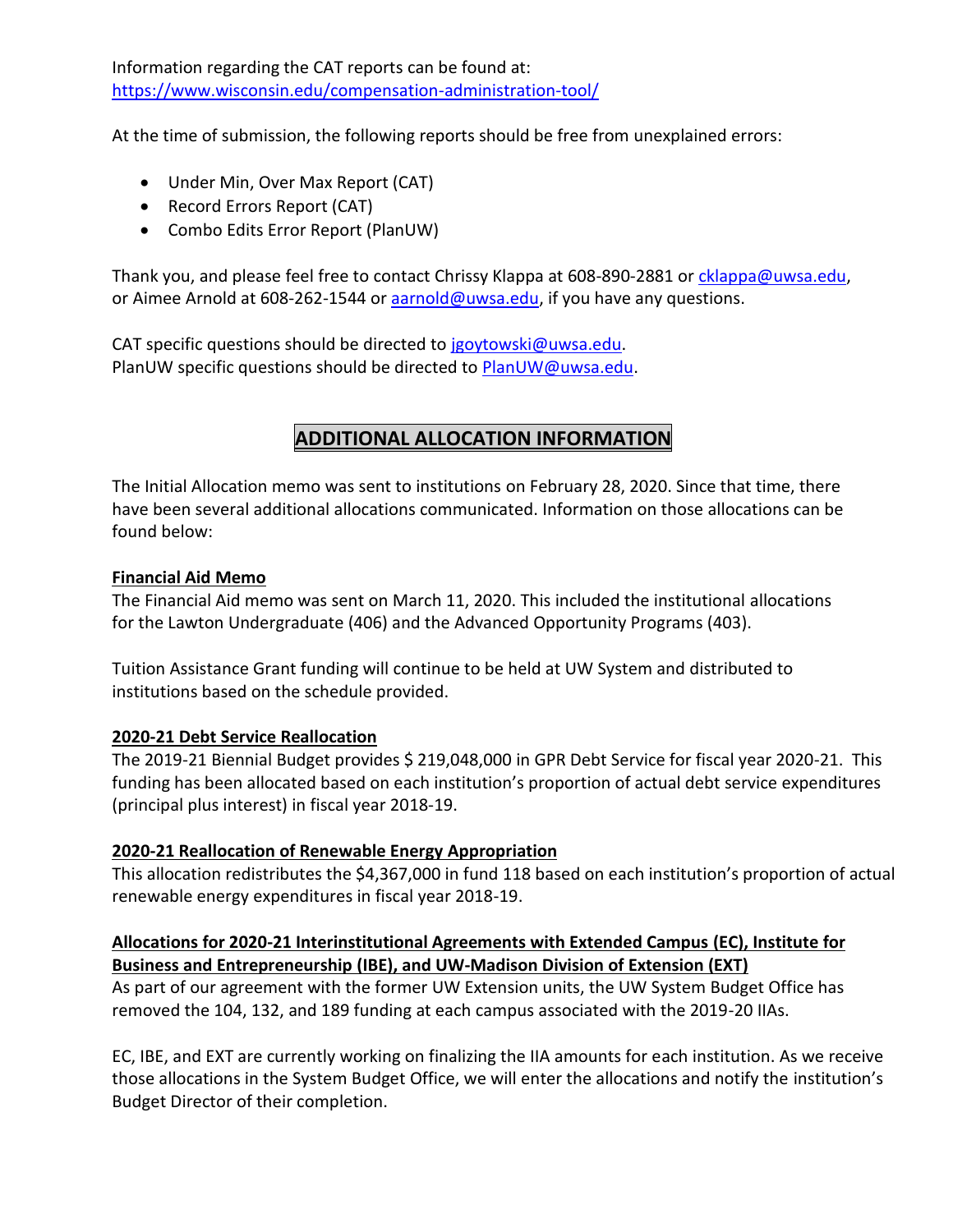Information regarding the CAT reports can be found at:
https://www.wisconsin.edu/compensation-administration-tool/

At the time of submission, the following reports should be free from unexplained errors:

- Under Min, Over Max Report (CAT)
- Record Errors Report (CAT)
- Combo Edits Error Report (PlanUW)

Thank you, and please feel free to contact Chrissy Klappa at 608-890-2881 or cklappa@uwsa.edu, or Aimee Arnold at 608-262-1544 or aarnold@uwsa.edu, if you have any questions.

CAT specific questions should be directed to jgoytowski@uwsa.edu.
PlanUW specific questions should be directed to PlanUW@uwsa.edu.

## ADDITIONAL ALLOCATION INFORMATION

The Initial Allocation memo was sent to institutions on February 28, 2020. Since that time, there have been several additional allocations communicated. Information on those allocations can be found below:

**Financial Aid Memo**

The Financial Aid memo was sent on March 11, 2020. This included the institutional allocations for the Lawton Undergraduate (406) and the Advanced Opportunity Programs (403).

Tuition Assistance Grant funding will continue to be held at UW System and distributed to institutions based on the schedule provided.

**2020-21 Debt Service Reallocation**

The 2019-21 Biennial Budget provides $ 219,048,000 in GPR Debt Service for fiscal year 2020-21. This funding has been allocated based on each institution's proportion of actual debt service expenditures (principal plus interest) in fiscal year 2018-19.

**2020-21 Reallocation of Renewable Energy Appropriation**

This allocation redistributes the $4,367,000 in fund 118 based on each institution's proportion of actual renewable energy expenditures in fiscal year 2018-19.

**Allocations for 2020-21 Interinstitutional Agreements with Extended Campus (EC), Institute for Business and Entrepreneurship (IBE), and UW-Madison Division of Extension (EXT)**

As part of our agreement with the former UW Extension units, the UW System Budget Office has removed the 104, 132, and 189 funding at each campus associated with the 2019-20 IIAs.

EC, IBE, and EXT are currently working on finalizing the IIA amounts for each institution. As we receive those allocations in the System Budget Office, we will enter the allocations and notify the institution's Budget Director of their completion.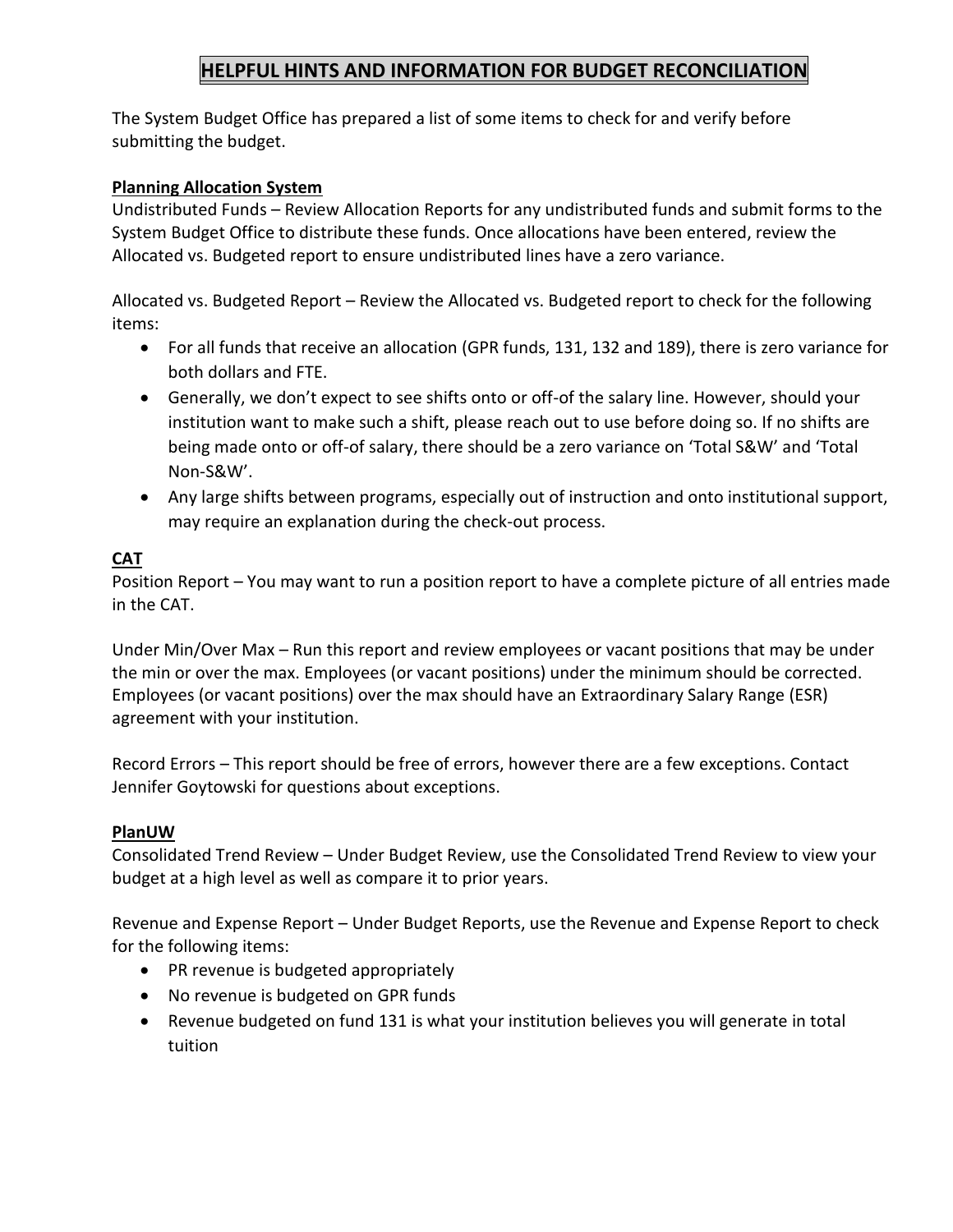# HELPFUL HINTS AND INFORMATION FOR BUDGET RECONCILIATION

The System Budget Office has prepared a list of some items to check for and verify before submitting the budget.

**Planning Allocation System**

Undistributed Funds – Review Allocation Reports for any undistributed funds and submit forms to the System Budget Office to distribute these funds. Once allocations have been entered, review the Allocated vs. Budgeted report to ensure undistributed lines have a zero variance.

Allocated vs. Budgeted Report – Review the Allocated vs. Budgeted report to check for the following items:

- For all funds that receive an allocation (GPR funds, 131, 132 and 189), there is zero variance for both dollars and FTE.
- Generally, we don't expect to see shifts onto or off-of the salary line. However, should your institution want to make such a shift, please reach out to use before doing so. If no shifts are being made onto or off-of salary, there should be a zero variance on 'Total S&W' and 'Total Non-S&W'.
- Any large shifts between programs, especially out of instruction and onto institutional support, may require an explanation during the check-out process.

**CAT**

Position Report – You may want to run a position report to have a complete picture of all entries made in the CAT.

Under Min/Over Max – Run this report and review employees or vacant positions that may be under the min or over the max. Employees (or vacant positions) under the minimum should be corrected. Employees (or vacant positions) over the max should have an Extraordinary Salary Range (ESR) agreement with your institution.

Record Errors – This report should be free of errors, however there are a few exceptions. Contact Jennifer Goytowski for questions about exceptions.

**PlanUW**

Consolidated Trend Review – Under Budget Review, use the Consolidated Trend Review to view your budget at a high level as well as compare it to prior years.

Revenue and Expense Report – Under Budget Reports, use the Revenue and Expense Report to check for the following items:

- PR revenue is budgeted appropriately
- No revenue is budgeted on GPR funds
- Revenue budgeted on fund 131 is what your institution believes you will generate in total tuition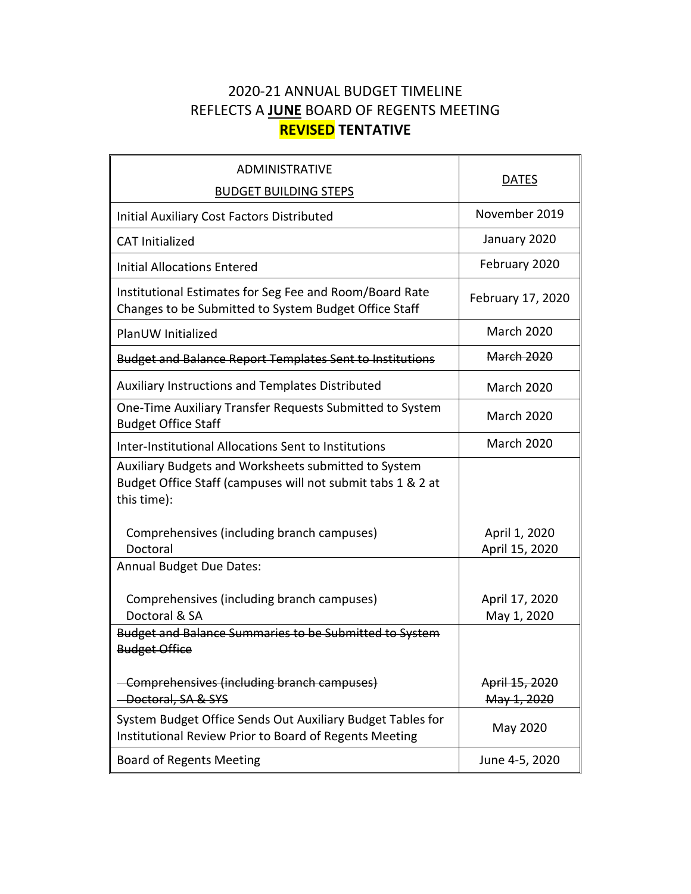# 2020-21 ANNUAL BUDGET TIMELINE

## REFLECTS A **JUNE** BOARD OF REGENTS MEETING

## **REVISED TENTATIVE**

| ADMINISTRATIVE BUDGET BUILDING STEPS | DATES |
|---|---|
| Initial Auxiliary Cost Factors Distributed | November 2019 |
| CAT Initialized | January 2020 |
| Initial Allocations Entered | February 2020 |
| Institutional Estimates for Seg Fee and Room/Board Rate Changes to be Submitted to System Budget Office Staff | February 17, 2020 |
| PlanUW Initialized | March 2020 |
| ~~Budget and Balance Report Templates Sent to Institutions~~ | ~~March 2020~~ |
| Auxiliary Instructions and Templates Distributed | March 2020 |
| One-Time Auxiliary Transfer Requests Submitted to System Budget Office Staff | March 2020 |
| Inter-Institutional Allocations Sent to Institutions | March 2020 |
| Auxiliary Budgets and Worksheets submitted to System Budget Office Staff (campuses will not submit tabs 1 & 2 at this time):<br><br>Comprehensives (including branch campuses)<br>Doctoral | <br><br><br>April 1, 2020<br>April 15, 2020 |
| Annual Budget Due Dates:<br><br>Comprehensives (including branch campuses)<br>Doctoral & SA | <br><br>April 17, 2020<br>May 1, 2020 |
| ~~Budget and Balance Summaries to be Submitted to System Budget Office~~<br><br>~~Comprehensives (including branch campuses)~~<br>~~Doctoral, SA & SYS~~ | <br><br><br>~~April 15, 2020~~<br>~~May 1, 2020~~ |
| System Budget Office Sends Out Auxiliary Budget Tables for Institutional Review Prior to Board of Regents Meeting | May 2020 |
| Board of Regents Meeting | June 4-5, 2020 |